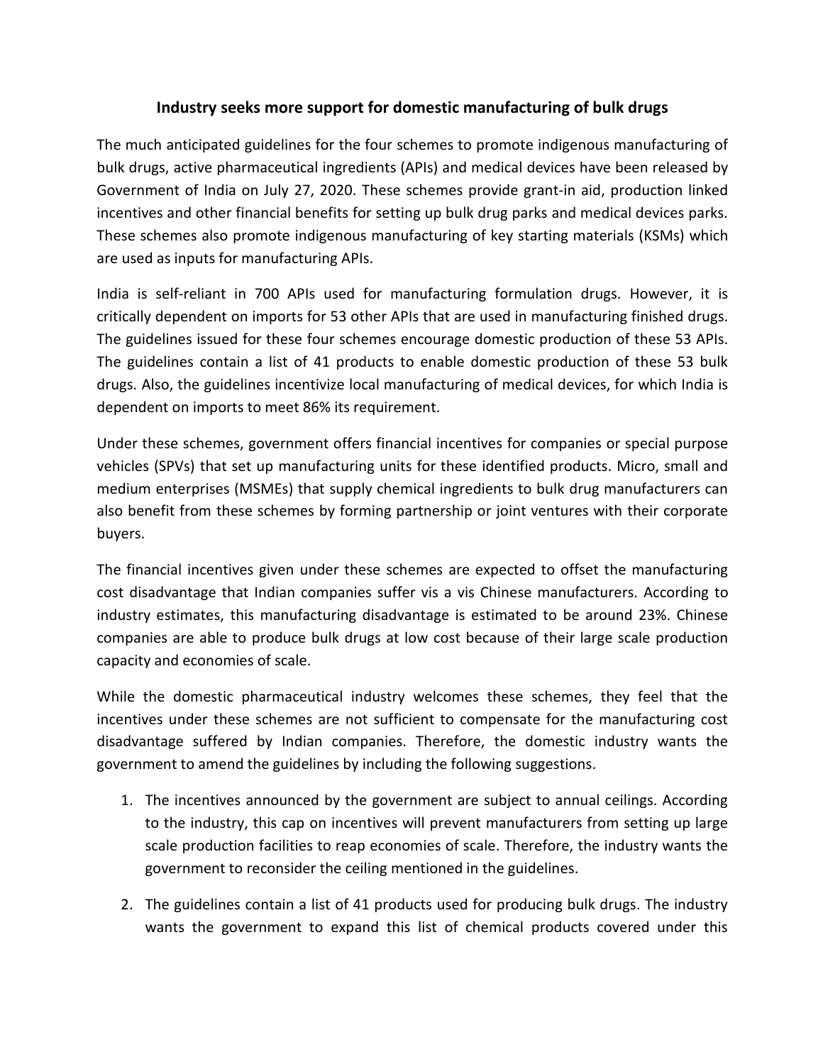# Industry seeks more support for domestic manufacturing of bulk drugs

The much anticipated guidelines for the four schemes to promote indigenous manufacturing of bulk drugs, active pharmaceutical ingredients (APIs) and medical devices have been released by Government of India on July 27, 2020. These schemes provide grant-in aid, production linked incentives and other financial benefits for setting up bulk drug parks and medical devices parks. These schemes also promote indigenous manufacturing of key starting materials (KSMs) which are used as inputs for manufacturing APIs.

India is self-reliant in 700 APIs used for manufacturing formulation drugs. However, it is critically dependent on imports for 53 other APIs that are used in manufacturing finished drugs. The guidelines issued for these four schemes encourage domestic production of these 53 APIs. The guidelines contain a list of 41 products to enable domestic production of these 53 bulk drugs. Also, the guidelines incentivize local manufacturing of medical devices, for which India is dependent on imports to meet 86% its requirement.

Under these schemes, government offers financial incentives for companies or special purpose vehicles (SPVs) that set up manufacturing units for these identified products. Micro, small and medium enterprises (MSMEs) that supply chemical ingredients to bulk drug manufacturers can also benefit from these schemes by forming partnership or joint ventures with their corporate buyers.

The financial incentives given under these schemes are expected to offset the manufacturing cost disadvantage that Indian companies suffer vis a vis Chinese manufacturers. According to industry estimates, this manufacturing disadvantage is estimated to be around 23%. Chinese companies are able to produce bulk drugs at low cost because of their large scale production capacity and economies of scale.

While the domestic pharmaceutical industry welcomes these schemes, they feel that the incentives under these schemes are not sufficient to compensate for the manufacturing cost disadvantage suffered by Indian companies. Therefore, the domestic industry wants the government to amend the guidelines by including the following suggestions.

1. The incentives announced by the government are subject to annual ceilings. According to the industry, this cap on incentives will prevent manufacturers from setting up large scale production facilities to reap economies of scale. Therefore, the industry wants the government to reconsider the ceiling mentioned in the guidelines.
2. The guidelines contain a list of 41 products used for producing bulk drugs. The industry wants the government to expand this list of chemical products covered under this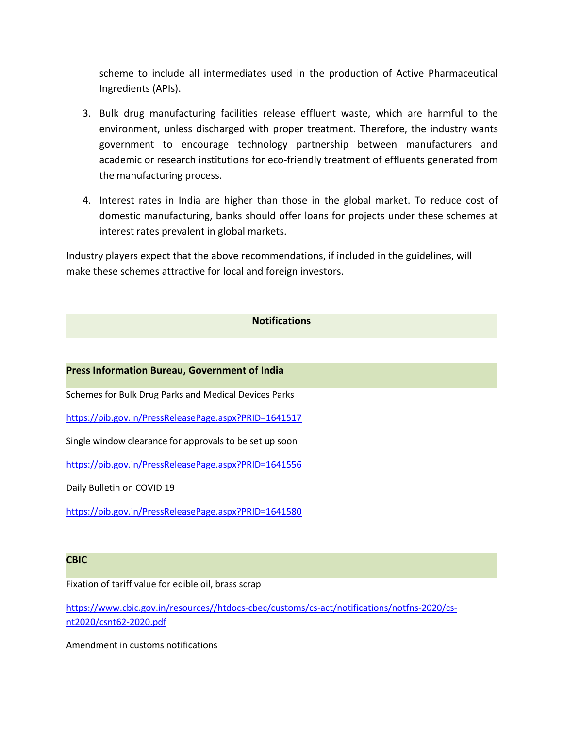scheme to include all intermediates used in the production of Active Pharmaceutical Ingredients (APIs).

3. Bulk drug manufacturing facilities release effluent waste, which are harmful to the environment, unless discharged with proper treatment. Therefore, the industry wants government to encourage technology partnership between manufacturers and academic or research institutions for eco-friendly treatment of effluents generated from the manufacturing process.

4. Interest rates in India are higher than those in the global market. To reduce cost of domestic manufacturing, banks should offer loans for projects under these schemes at interest rates prevalent in global markets.

Industry players expect that the above recommendations, if included in the guidelines, will make these schemes attractive for local and foreign investors.

## Notifications

### Press Information Bureau, Government of India

Schemes for Bulk Drug Parks and Medical Devices Parks

https://pib.gov.in/PressReleasePage.aspx?PRID=1641517

Single window clearance for approvals to be set up soon

https://pib.gov.in/PressReleasePage.aspx?PRID=1641556

Daily Bulletin on COVID 19

https://pib.gov.in/PressReleasePage.aspx?PRID=1641580

### CBIC

Fixation of tariff value for edible oil, brass scrap

https://www.cbic.gov.in/resources//htdocs-cbec/customs/cs-act/notifications/notfns-2020/cs-nt2020/csnt62-2020.pdf

Amendment in customs notifications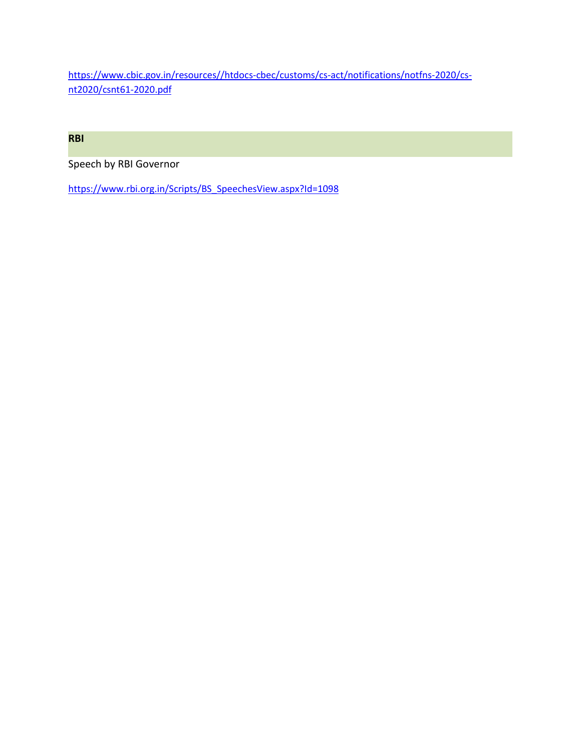https://www.cbic.gov.in/resources//htdocs-cbec/customs/cs-act/notifications/notfns-2020/cs-nt2020/csnt61-2020.pdf

**RBI**

Speech by RBI Governor

https://www.rbi.org.in/Scripts/BS_SpeechesView.aspx?Id=1098